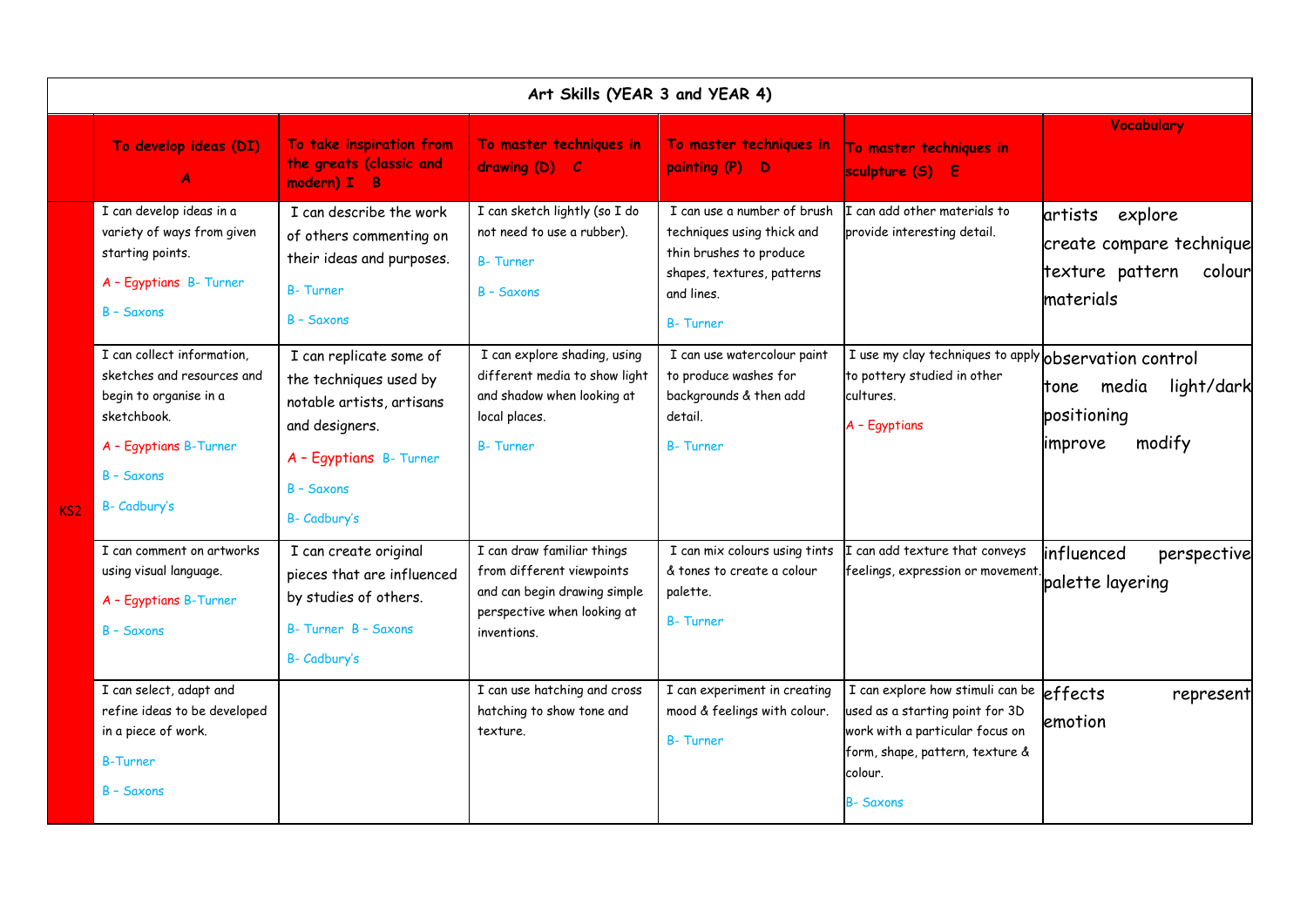# Art Skills (YEAR 3 and YEAR 4)

| | To develop ideas (DI) A | To take inspiration from the greats (classic and modern) I B | To master techniques in drawing (D) C | To master techniques in painting (P) D | To master techniques in sculpture (S) E | Vocabulary |
|---|---|---|---|---|---|---|
| KS2 | I can develop ideas in a variety of ways from given starting points.<br>A – Egyptians B- Turner<br>B – Saxons | I can describe the work of others commenting on their ideas and purposes.<br>B- Turner<br>B – Saxons | I can sketch lightly (so I do not need to use a rubber).<br>B- Turner<br>B – Saxons | I can use a number of brush techniques using thick and thin brushes to produce shapes, textures, patterns and lines.<br>B- Turner | I can add other materials to provide interesting detail. | artists explore create compare technique texture pattern colour materials |
| | I can collect information, sketches and resources and begin to organise in a sketchbook.<br>A – Egyptians B-Turner<br>B – Saxons<br>B- Cadbury's | I can replicate some of the techniques used by notable artists, artisans and designers.<br>A – Egyptians B- Turner<br>B – Saxons<br>B- Cadbury's | I can explore shading, using different media to show light and shadow when looking at local places.<br>B- Turner | I can use watercolour paint to produce washes for backgrounds & then add detail.<br>B- Turner | I use my clay techniques to apply to pottery studied in other cultures.<br>A – Egyptians | observation control tone media light/dark positioning improve modify |
| | I can comment on artworks using visual language.<br>A – Egyptians B-Turner<br>B – Saxons | I can create original pieces that are influenced by studies of others.<br>B- Turner B – Saxons<br>B- Cadbury's | I can draw familiar things from different viewpoints and can begin drawing simple perspective when looking at inventions. | I can mix colours using tints & tones to create a colour palette.<br>B- Turner | I can add texture that conveys feelings, expression or movement. | influenced perspective palette layering |
| | I can select, adapt and refine ideas to be developed in a piece of work.<br>B-Turner<br>B – Saxons | | I can use hatching and cross hatching to show tone and texture. | I can experiment in creating mood & feelings with colour.<br>B- Turner | I can explore how stimuli can be used as a starting point for 3D work with a particular focus on form, shape, pattern, texture & colour.<br>B- Saxons | effects represent emotion |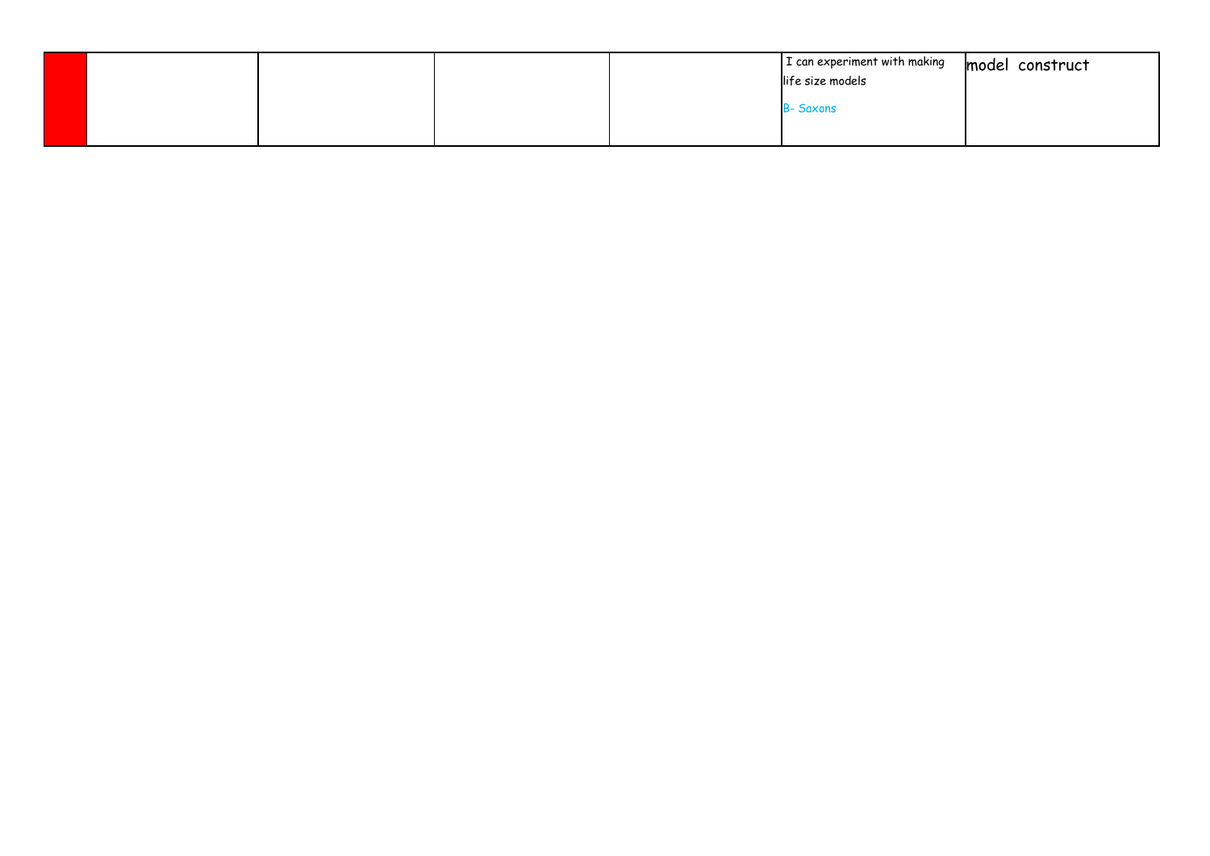| | | | | | | |
|---|---|---|---|---|---|---|
| | | | | | I can experiment with making life size models<br><br>B- Saxons | model construct |